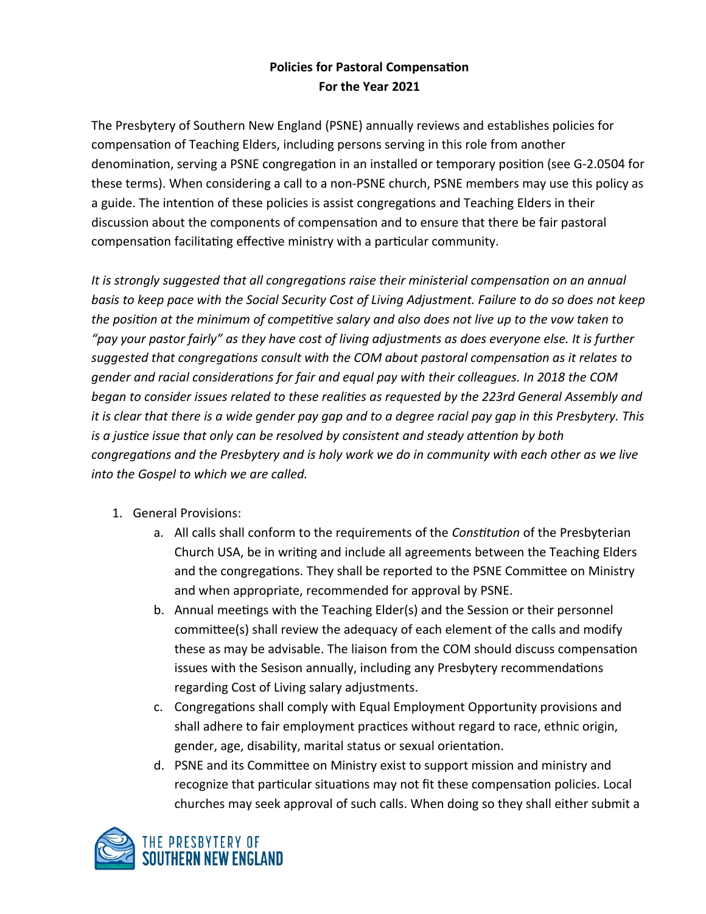**Policies for Pastoral Compensation**
**For the Year 2021**

The Presbytery of Southern New England (PSNE) annually reviews and establishes policies for compensation of Teaching Elders, including persons serving in this role from another denomination, serving a PSNE congregation in an installed or temporary position (see G-2.0504 for these terms). When considering a call to a non-PSNE church, PSNE members may use this policy as a guide. The intention of these policies is assist congregations and Teaching Elders in their discussion about the components of compensation and to ensure that there be fair pastoral compensation facilitating effective ministry with a particular community.

*It is strongly suggested that all congregations raise their ministerial compensation on an annual basis to keep pace with the Social Security Cost of Living Adjustment. Failure to do so does not keep the position at the minimum of competitive salary and also does not live up to the vow taken to "pay your pastor fairly" as they have cost of living adjustments as does everyone else. It is further suggested that congregations consult with the COM about pastoral compensation as it relates to gender and racial considerations for fair and equal pay with their colleagues. In 2018 the COM began to consider issues related to these realities as requested by the 223rd General Assembly and it is clear that there is a wide gender pay gap and to a degree racial pay gap in this Presbytery. This is a justice issue that only can be resolved by consistent and steady attention by both congregations and the Presbytery and is holy work we do in community with each other as we live into the Gospel to which we are called.*

1. General Provisions:
   a. All calls shall conform to the requirements of the *Constitution* of the Presbyterian Church USA, be in writing and include all agreements between the Teaching Elders and the congregations. They shall be reported to the PSNE Committee on Ministry and when appropriate, recommended for approval by PSNE.
   b. Annual meetings with the Teaching Elder(s) and the Session or their personnel committee(s) shall review the adequacy of each element of the calls and modify these as may be advisable. The liaison from the COM should discuss compensation issues with the Sesison annually, including any Presbytery recommendations regarding Cost of Living salary adjustments.
   c. Congregations shall comply with Equal Employment Opportunity provisions and shall adhere to fair employment practices without regard to race, ethnic origin, gender, age, disability, marital status or sexual orientation.
   d. PSNE and its Committee on Ministry exist to support mission and ministry and recognize that particular situations may not fit these compensation policies. Local churches may seek approval of such calls. When doing so they shall either submit a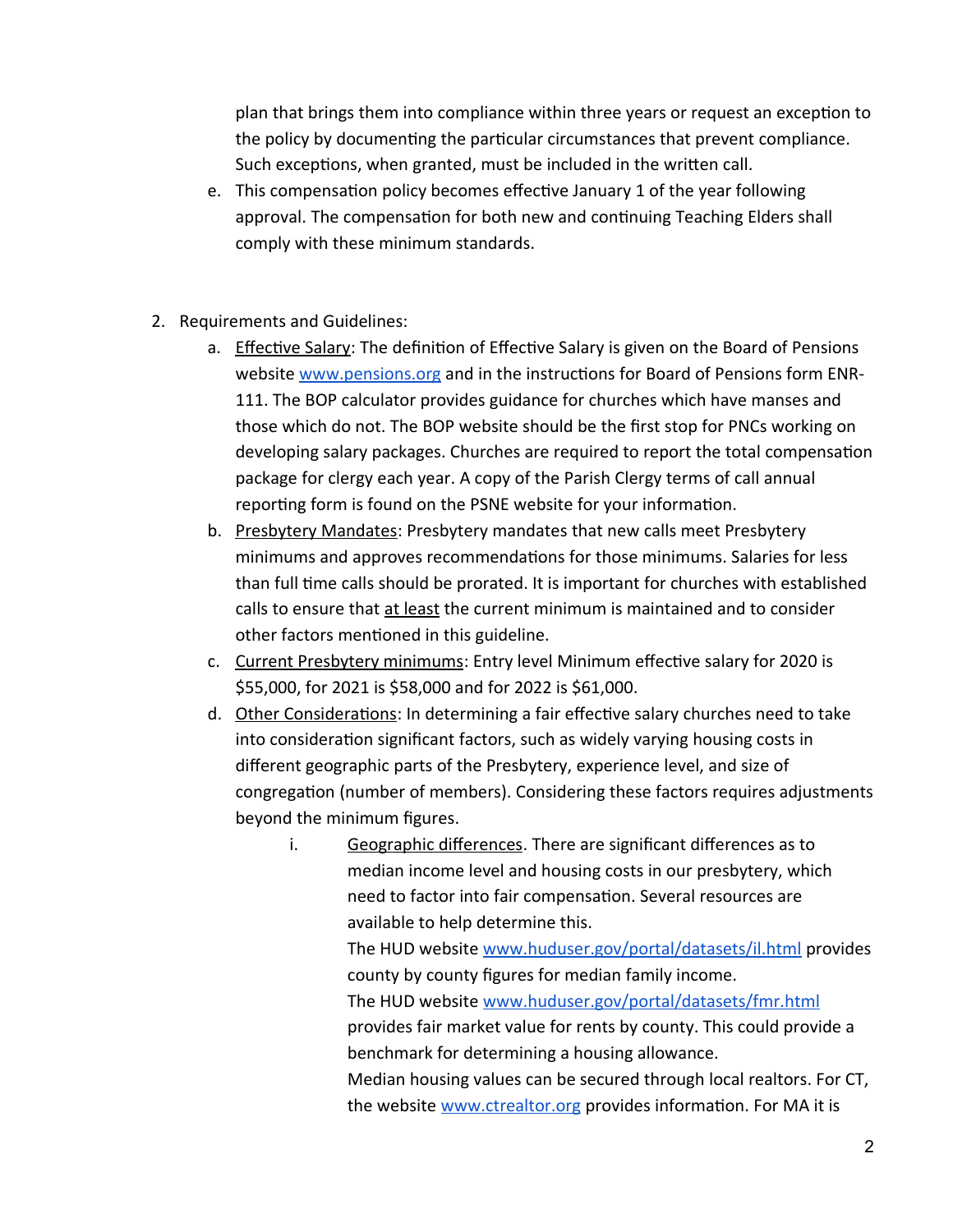plan that brings them into compliance within three years or request an exception to the policy by documenting the particular circumstances that prevent compliance. Such exceptions, when granted, must be included in the written call.

e. This compensation policy becomes effective January 1 of the year following approval. The compensation for both new and continuing Teaching Elders shall comply with these minimum standards.

2. Requirements and Guidelines:
   a. Effective Salary: The definition of Effective Salary is given on the Board of Pensions website www.pensions.org and in the instructions for Board of Pensions form ENR-111. The BOP calculator provides guidance for churches which have manses and those which do not. The BOP website should be the first stop for PNCs working on developing salary packages. Churches are required to report the total compensation package for clergy each year. A copy of the Parish Clergy terms of call annual reporting form is found on the PSNE website for your information.
   b. Presbytery Mandates: Presbytery mandates that new calls meet Presbytery minimums and approves recommendations for those minimums. Salaries for less than full time calls should be prorated. It is important for churches with established calls to ensure that at least the current minimum is maintained and to consider other factors mentioned in this guideline.
   c. Current Presbytery minimums: Entry level Minimum effective salary for 2020 is $55,000, for 2021 is $58,000 and for 2022 is $61,000.
   d. Other Considerations: In determining a fair effective salary churches need to take into consideration significant factors, such as widely varying housing costs in different geographic parts of the Presbytery, experience level, and size of congregation (number of members). Considering these factors requires adjustments beyond the minimum figures.
      i. Geographic differences. There are significant differences as to median income level and housing costs in our presbytery, which need to factor into fair compensation. Several resources are available to help determine this.
         The HUD website www.huduser.gov/portal/datasets/il.html provides county by county figures for median family income.
         The HUD website www.huduser.gov/portal/datasets/fmr.html provides fair market value for rents by county. This could provide a benchmark for determining a housing allowance.
         Median housing values can be secured through local realtors. For CT, the website www.ctrealtor.org provides information. For MA it is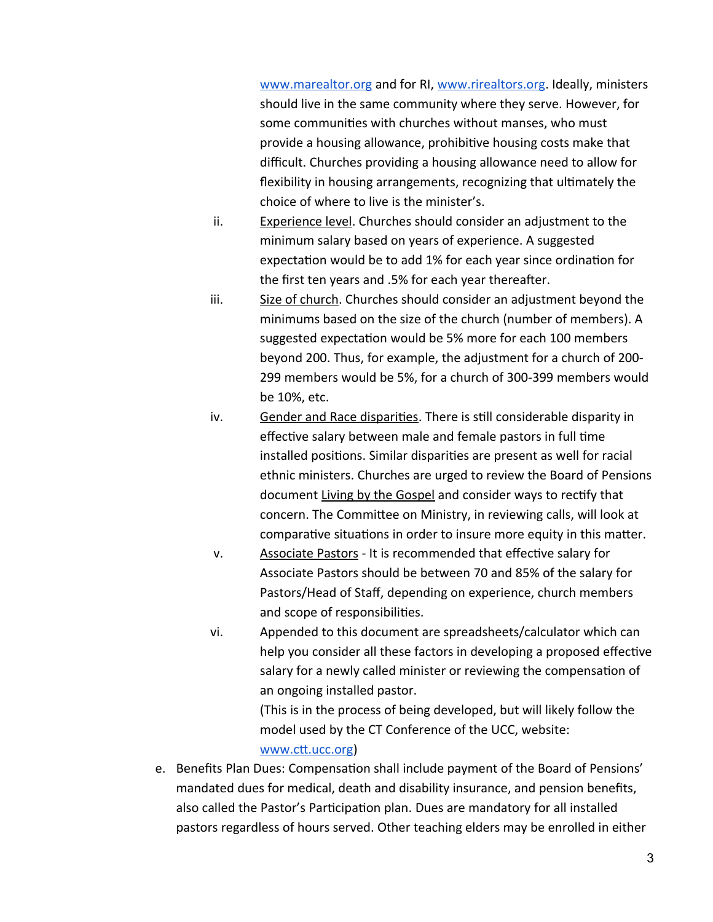[www.marealtor.org](http://www.marealtor.org) and for RI, [www.rirealtors.org](http://www.rirealtors.org). Ideally, ministers should live in the same community where they serve. However, for some communities with churches without manses, who must provide a housing allowance, prohibitive housing costs make that difficult. Churches providing a housing allowance need to allow for flexibility in housing arrangements, recognizing that ultimately the choice of where to live is the minister's.

ii. Experience level. Churches should consider an adjustment to the minimum salary based on years of experience. A suggested expectation would be to add 1% for each year since ordination for the first ten years and .5% for each year thereafter.

iii. Size of church. Churches should consider an adjustment beyond the minimums based on the size of the church (number of members). A suggested expectation would be 5% more for each 100 members beyond 200. Thus, for example, the adjustment for a church of 200-299 members would be 5%, for a church of 300-399 members would be 10%, etc.

iv. Gender and Race disparities. There is still considerable disparity in effective salary between male and female pastors in full time installed positions. Similar disparities are present as well for racial ethnic ministers. Churches are urged to review the Board of Pensions document Living by the Gospel and consider ways to rectify that concern. The Committee on Ministry, in reviewing calls, will look at comparative situations in order to insure more equity in this matter.

v. Associate Pastors - It is recommended that effective salary for Associate Pastors should be between 70 and 85% of the salary for Pastors/Head of Staff, depending on experience, church members and scope of responsibilities.

vi. Appended to this document are spreadsheets/calculator which can help you consider all these factors in developing a proposed effective salary for a newly called minister or reviewing the compensation of an ongoing installed pastor.
(This is in the process of being developed, but will likely follow the model used by the CT Conference of the UCC, website: [www.ctt.ucc.org](http://www.ctt.ucc.org))

e. Benefits Plan Dues: Compensation shall include payment of the Board of Pensions' mandated dues for medical, death and disability insurance, and pension benefits, also called the Pastor's Participation plan. Dues are mandatory for all installed pastors regardless of hours served. Other teaching elders may be enrolled in either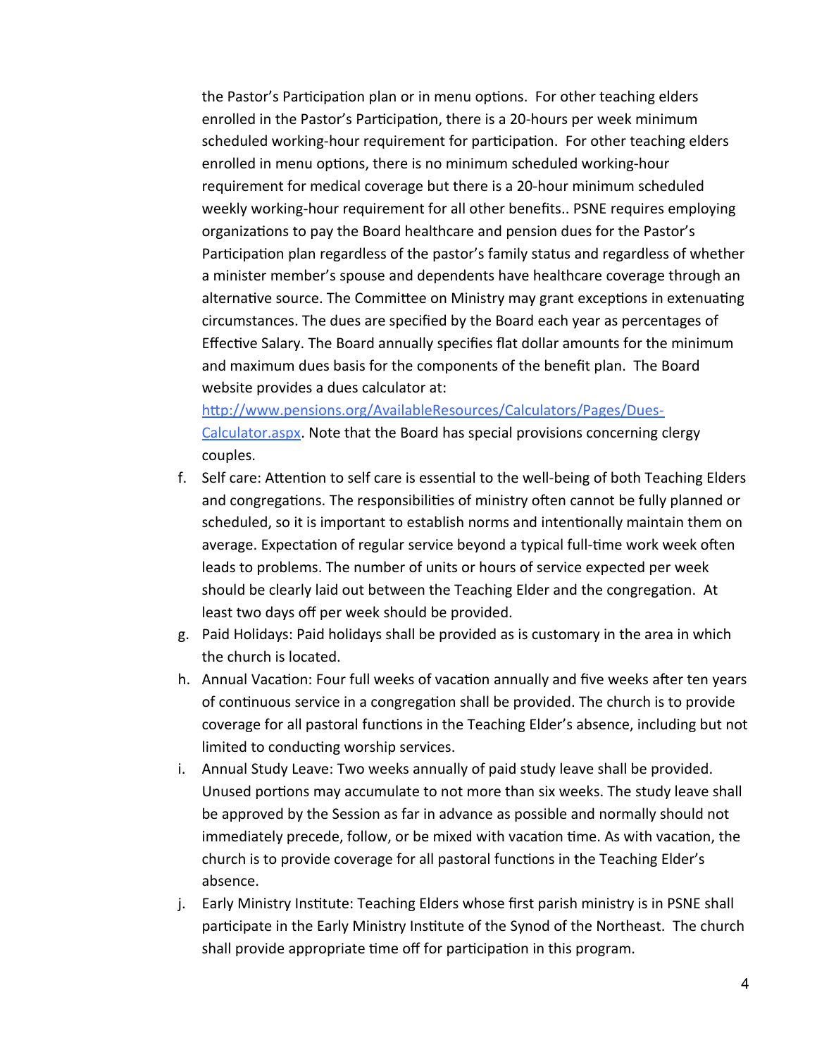the Pastor's Participation plan or in menu options. For other teaching elders enrolled in the Pastor's Participation, there is a 20-hours per week minimum scheduled working-hour requirement for participation. For other teaching elders enrolled in menu options, there is no minimum scheduled working-hour requirement for medical coverage but there is a 20-hour minimum scheduled weekly working-hour requirement for all other benefits.. PSNE requires employing organizations to pay the Board healthcare and pension dues for the Pastor's Participation plan regardless of the pastor's family status and regardless of whether a minister member's spouse and dependents have healthcare coverage through an alternative source. The Committee on Ministry may grant exceptions in extenuating circumstances. The dues are specified by the Board each year as percentages of Effective Salary. The Board annually specifies flat dollar amounts for the minimum and maximum dues basis for the components of the benefit plan. The Board website provides a dues calculator at: [http://www.pensions.org/AvailableResources/Calculators/Pages/Dues-Calculator.aspx](http://www.pensions.org/AvailableResources/Calculators/Pages/Dues-Calculator.aspx). Note that the Board has special provisions concerning clergy couples.

f. Self care: Attention to self care is essential to the well-being of both Teaching Elders and congregations. The responsibilities of ministry often cannot be fully planned or scheduled, so it is important to establish norms and intentionally maintain them on average. Expectation of regular service beyond a typical full-time work week often leads to problems. The number of units or hours of service expected per week should be clearly laid out between the Teaching Elder and the congregation. At least two days off per week should be provided.

g. Paid Holidays: Paid holidays shall be provided as is customary in the area in which the church is located.

h. Annual Vacation: Four full weeks of vacation annually and five weeks after ten years of continuous service in a congregation shall be provided. The church is to provide coverage for all pastoral functions in the Teaching Elder's absence, including but not limited to conducting worship services.

i. Annual Study Leave: Two weeks annually of paid study leave shall be provided. Unused portions may accumulate to not more than six weeks. The study leave shall be approved by the Session as far in advance as possible and normally should not immediately precede, follow, or be mixed with vacation time. As with vacation, the church is to provide coverage for all pastoral functions in the Teaching Elder's absence.

j. Early Ministry Institute: Teaching Elders whose first parish ministry is in PSNE shall participate in the Early Ministry Institute of the Synod of the Northeast. The church shall provide appropriate time off for participation in this program.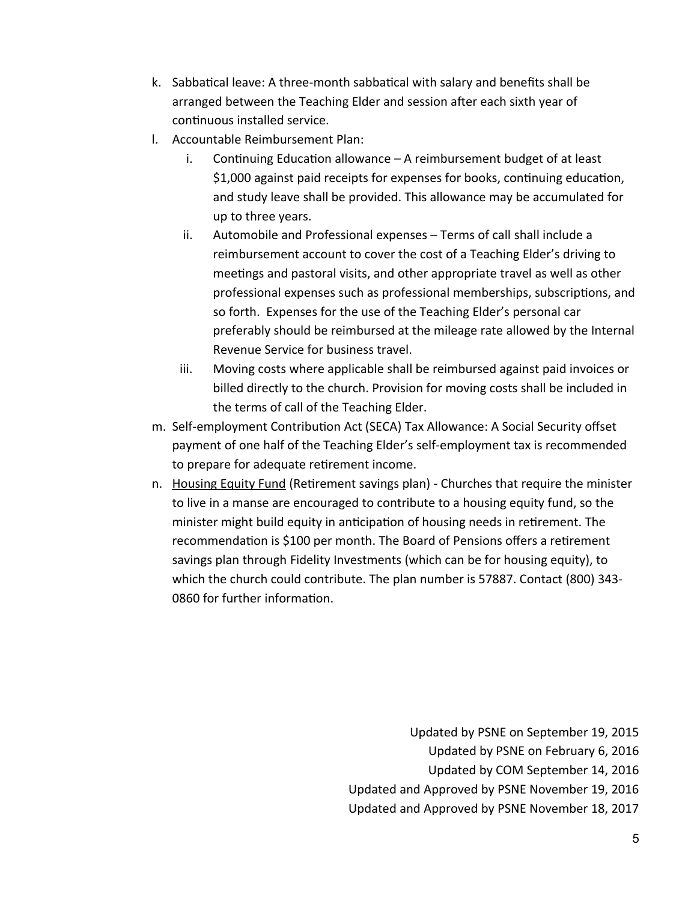k. Sabbatical leave: A three-month sabbatical with salary and benefits shall be arranged between the Teaching Elder and session after each sixth year of continuous installed service.

l. Accountable Reimbursement Plan:

   i. Continuing Education allowance – A reimbursement budget of at least $1,000 against paid receipts for expenses for books, continuing education, and study leave shall be provided. This allowance may be accumulated for up to three years.

   ii. Automobile and Professional expenses – Terms of call shall include a reimbursement account to cover the cost of a Teaching Elder's driving to meetings and pastoral visits, and other appropriate travel as well as other professional expenses such as professional memberships, subscriptions, and so forth. Expenses for the use of the Teaching Elder's personal car preferably should be reimbursed at the mileage rate allowed by the Internal Revenue Service for business travel.

   iii. Moving costs where applicable shall be reimbursed against paid invoices or billed directly to the church. Provision for moving costs shall be included in the terms of call of the Teaching Elder.

m. Self-employment Contribution Act (SECA) Tax Allowance: A Social Security offset payment of one half of the Teaching Elder's self-employment tax is recommended to prepare for adequate retirement income.

n. <u>Housing Equity Fund</u> (Retirement savings plan) - Churches that require the minister to live in a manse are encouraged to contribute to a housing equity fund, so the minister might build equity in anticipation of housing needs in retirement. The recommendation is $100 per month. The Board of Pensions offers a retirement savings plan through Fidelity Investments (which can be for housing equity), to which the church could contribute. The plan number is 57887. Contact (800) 343-0860 for further information.

Updated by PSNE on September 19, 2015  
Updated by PSNE on February 6, 2016  
Updated by COM September 14, 2016  
Updated and Approved by PSNE November 19, 2016  
Updated and Approved by PSNE November 18, 2017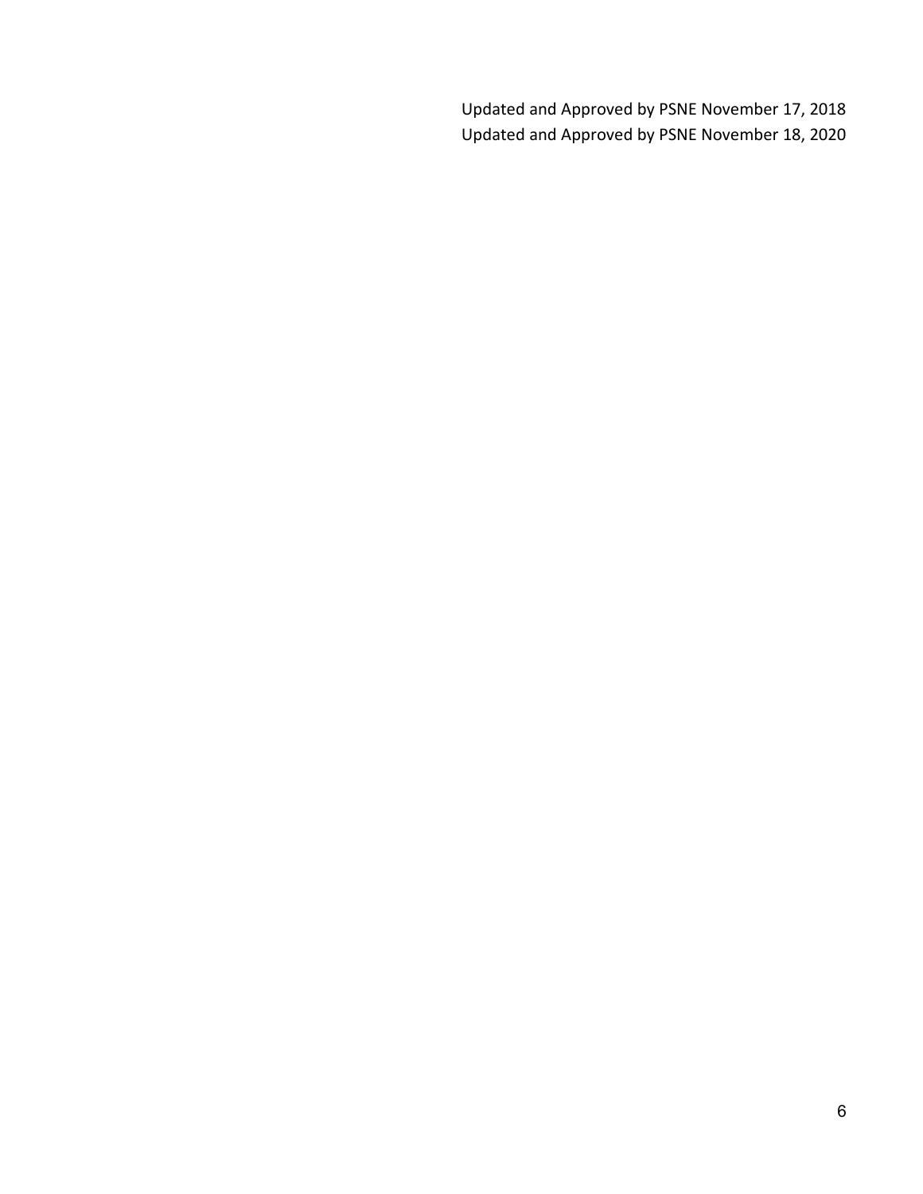Updated and Approved by PSNE November 17, 2018
Updated and Approved by PSNE November 18, 2020